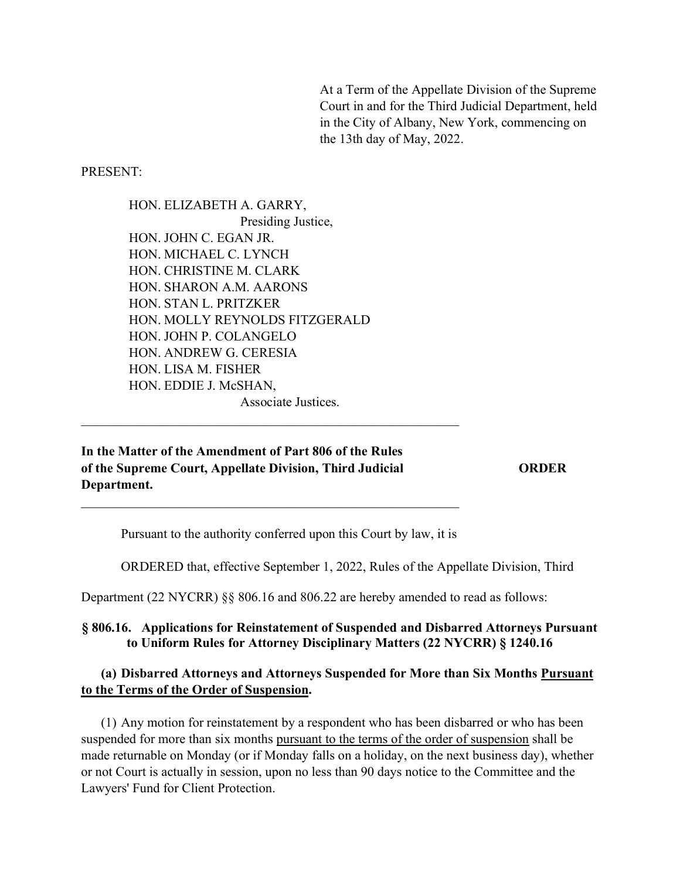At a Term of the Appellate Division of the Supreme Court in and for the Third Judicial Department, held in the City of Albany, New York, commencing on the 13th day of May, 2022.

PRESENT:

HON. ELIZABETH A. GARRY,
Presiding Justice,
HON. JOHN C. EGAN JR.
HON. MICHAEL C. LYNCH
HON. CHRISTINE M. CLARK
HON. SHARON A.M. AARONS
HON. STAN L. PRITZKER
HON. MOLLY REYNOLDS FITZGERALD
HON. JOHN P. COLANGELO
HON. ANDREW G. CERESIA
HON. LISA M. FISHER
HON. EDDIE J. McSHAN,
Associate Justices.

---

**In the Matter of the Amendment of Part 806 of the Rules of the Supreme Court, Appellate Division, Third Judicial Department.** **ORDER**

---

Pursuant to the authority conferred upon this Court by law, it is

ORDERED that, effective September 1, 2022, Rules of the Appellate Division, Third Department (22 NYCRR) §§ 806.16 and 806.22 are hereby amended to read as follows:

### § 806.16. Applications for Reinstatement of Suspended and Disbarred Attorneys Pursuant to Uniform Rules for Attorney Disciplinary Matters (22 NYCRR) § 1240.16

**(a) Disbarred Attorneys and Attorneys Suspended for More than Six Months <u>Pursuant to the Terms of the Order of Suspension</u>.**

(1) Any motion for reinstatement by a respondent who has been disbarred or who has been suspended for more than six months <u>pursuant to the terms of the order of suspension</u> shall be made returnable on Monday (or if Monday falls on a holiday, on the next business day), whether or not Court is actually in session, upon no less than 90 days notice to the Committee and the Lawyers' Fund for Client Protection.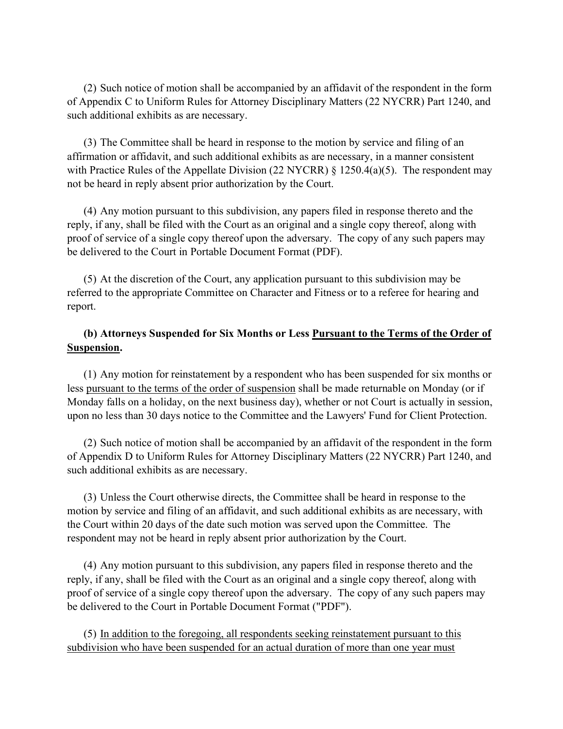(2) Such notice of motion shall be accompanied by an affidavit of the respondent in the form of Appendix C to Uniform Rules for Attorney Disciplinary Matters (22 NYCRR) Part 1240, and such additional exhibits as are necessary.

(3) The Committee shall be heard in response to the motion by service and filing of an affirmation or affidavit, and such additional exhibits as are necessary, in a manner consistent with Practice Rules of the Appellate Division (22 NYCRR) § 1250.4(a)(5). The respondent may not be heard in reply absent prior authorization by the Court.

(4) Any motion pursuant to this subdivision, any papers filed in response thereto and the reply, if any, shall be filed with the Court as an original and a single copy thereof, along with proof of service of a single copy thereof upon the adversary. The copy of any such papers may be delivered to the Court in Portable Document Format (PDF).

(5) At the discretion of the Court, any application pursuant to this subdivision may be referred to the appropriate Committee on Character and Fitness or to a referee for hearing and report.

**(b) Attorneys Suspended for Six Months or Less <u>Pursuant to the Terms of the Order of Suspension</u>.**

(1) Any motion for reinstatement by a respondent who has been suspended for six months or less <u>pursuant to the terms of the order of suspension</u> shall be made returnable on Monday (or if Monday falls on a holiday, on the next business day), whether or not Court is actually in session, upon no less than 30 days notice to the Committee and the Lawyers' Fund for Client Protection.

(2) Such notice of motion shall be accompanied by an affidavit of the respondent in the form of Appendix D to Uniform Rules for Attorney Disciplinary Matters (22 NYCRR) Part 1240, and such additional exhibits as are necessary.

(3) Unless the Court otherwise directs, the Committee shall be heard in response to the motion by service and filing of an affidavit, and such additional exhibits as are necessary, with the Court within 20 days of the date such motion was served upon the Committee. The respondent may not be heard in reply absent prior authorization by the Court.

(4) Any motion pursuant to this subdivision, any papers filed in response thereto and the reply, if any, shall be filed with the Court as an original and a single copy thereof, along with proof of service of a single copy thereof upon the adversary. The copy of any such papers may be delivered to the Court in Portable Document Format ("PDF").

(5) <u>In addition to the foregoing, all respondents seeking reinstatement pursuant to this subdivision who have been suspended for an actual duration of more than one year must</u>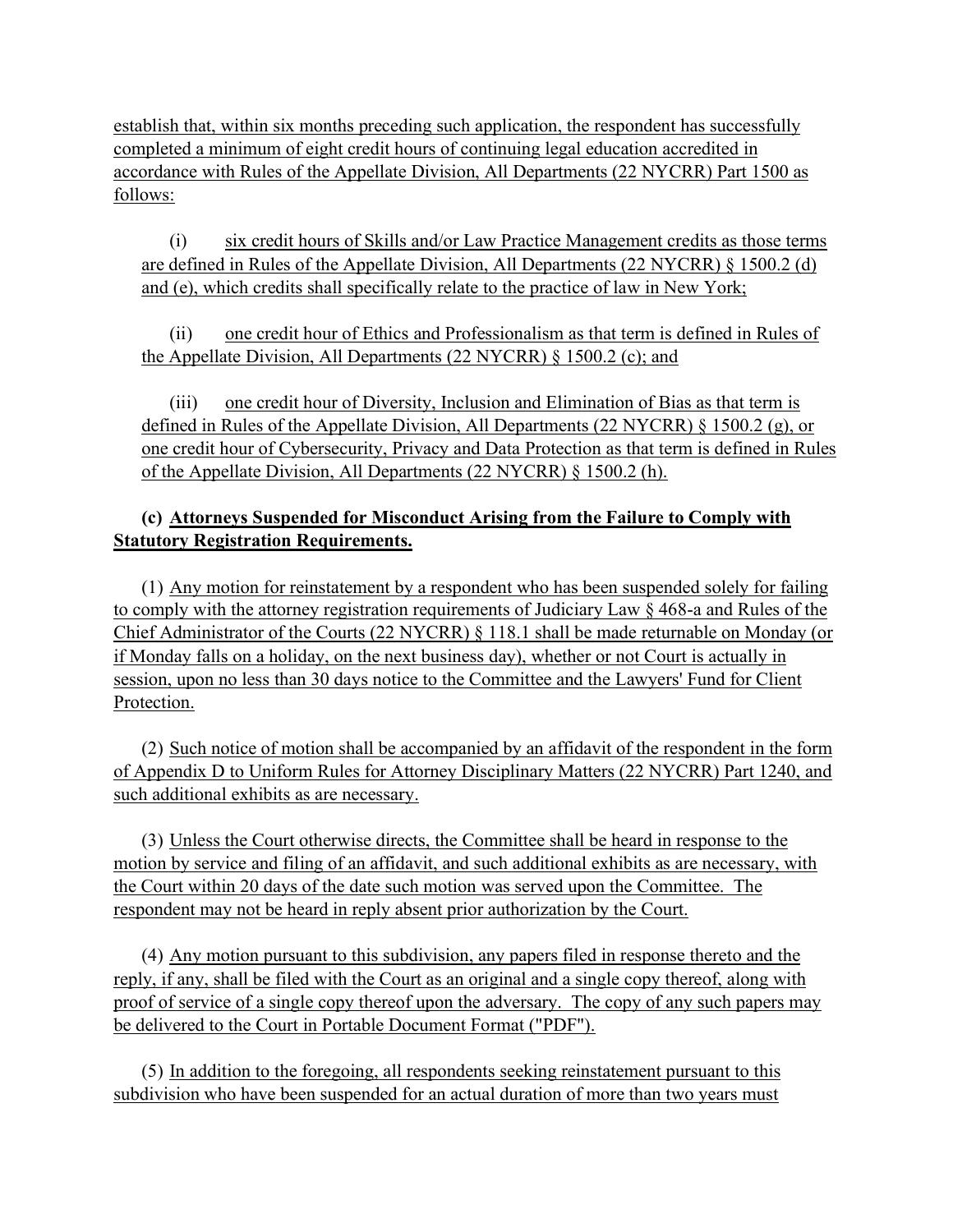establish that, within six months preceding such application, the respondent has successfully completed a minimum of eight credit hours of continuing legal education accredited in accordance with Rules of the Appellate Division, All Departments (22 NYCRR) Part 1500 as follows:

(i) six credit hours of Skills and/or Law Practice Management credits as those terms are defined in Rules of the Appellate Division, All Departments (22 NYCRR) § 1500.2 (d) and (e), which credits shall specifically relate to the practice of law in New York;

(ii) one credit hour of Ethics and Professionalism as that term is defined in Rules of the Appellate Division, All Departments (22 NYCRR) § 1500.2 (c); and

(iii) one credit hour of Diversity, Inclusion and Elimination of Bias as that term is defined in Rules of the Appellate Division, All Departments (22 NYCRR) § 1500.2 (g), or one credit hour of Cybersecurity, Privacy and Data Protection as that term is defined in Rules of the Appellate Division, All Departments (22 NYCRR) § 1500.2 (h).

**(c) Attorneys Suspended for Misconduct Arising from the Failure to Comply with Statutory Registration Requirements.**

(1) Any motion for reinstatement by a respondent who has been suspended solely for failing to comply with the attorney registration requirements of Judiciary Law § 468-a and Rules of the Chief Administrator of the Courts (22 NYCRR) § 118.1 shall be made returnable on Monday (or if Monday falls on a holiday, on the next business day), whether or not Court is actually in session, upon no less than 30 days notice to the Committee and the Lawyers' Fund for Client Protection.

(2) Such notice of motion shall be accompanied by an affidavit of the respondent in the form of Appendix D to Uniform Rules for Attorney Disciplinary Matters (22 NYCRR) Part 1240, and such additional exhibits as are necessary.

(3) Unless the Court otherwise directs, the Committee shall be heard in response to the motion by service and filing of an affidavit, and such additional exhibits as are necessary, with the Court within 20 days of the date such motion was served upon the Committee. The respondent may not be heard in reply absent prior authorization by the Court.

(4) Any motion pursuant to this subdivision, any papers filed in response thereto and the reply, if any, shall be filed with the Court as an original and a single copy thereof, along with proof of service of a single copy thereof upon the adversary. The copy of any such papers may be delivered to the Court in Portable Document Format ("PDF").

(5) In addition to the foregoing, all respondents seeking reinstatement pursuant to this subdivision who have been suspended for an actual duration of more than two years must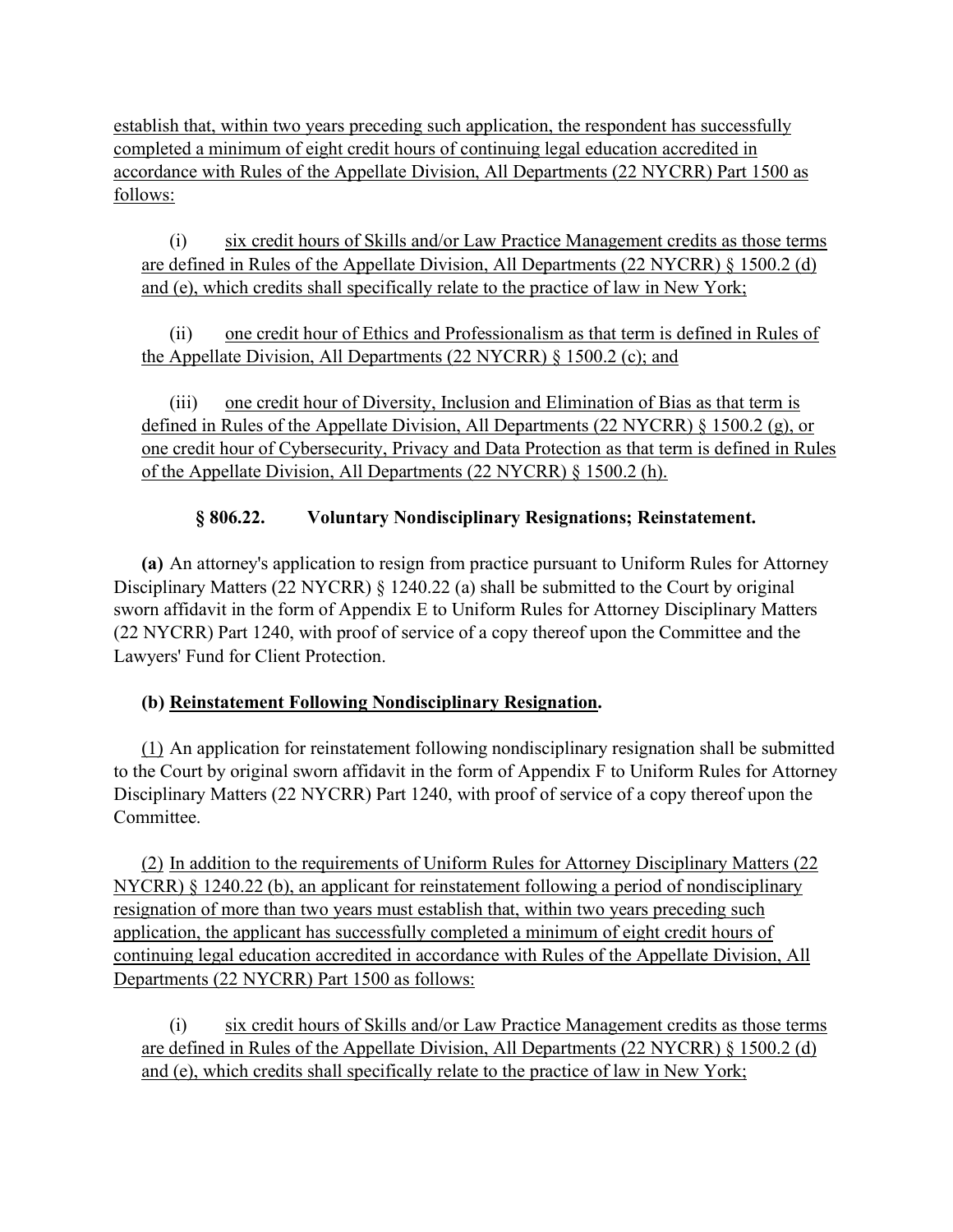establish that, within two years preceding such application, the respondent has successfully completed a minimum of eight credit hours of continuing legal education accredited in accordance with Rules of the Appellate Division, All Departments (22 NYCRR) Part 1500 as follows:

(i) six credit hours of Skills and/or Law Practice Management credits as those terms are defined in Rules of the Appellate Division, All Departments (22 NYCRR) § 1500.2 (d) and (e), which credits shall specifically relate to the practice of law in New York;

(ii) one credit hour of Ethics and Professionalism as that term is defined in Rules of the Appellate Division, All Departments (22 NYCRR) § 1500.2 (c); and

(iii) one credit hour of Diversity, Inclusion and Elimination of Bias as that term is defined in Rules of the Appellate Division, All Departments (22 NYCRR) § 1500.2 (g), or one credit hour of Cybersecurity, Privacy and Data Protection as that term is defined in Rules of the Appellate Division, All Departments (22 NYCRR) § 1500.2 (h).

### § 806.22. Voluntary Nondisciplinary Resignations; Reinstatement.

**(a)** An attorney's application to resign from practice pursuant to Uniform Rules for Attorney Disciplinary Matters (22 NYCRR) § 1240.22 (a) shall be submitted to the Court by original sworn affidavit in the form of Appendix E to Uniform Rules for Attorney Disciplinary Matters (22 NYCRR) Part 1240, with proof of service of a copy thereof upon the Committee and the Lawyers' Fund for Client Protection.

**(b) Reinstatement Following Nondisciplinary Resignation.**

(1) An application for reinstatement following nondisciplinary resignation shall be submitted to the Court by original sworn affidavit in the form of Appendix F to Uniform Rules for Attorney Disciplinary Matters (22 NYCRR) Part 1240, with proof of service of a copy thereof upon the Committee.

(2) In addition to the requirements of Uniform Rules for Attorney Disciplinary Matters (22 NYCRR) § 1240.22 (b), an applicant for reinstatement following a period of nondisciplinary resignation of more than two years must establish that, within two years preceding such application, the applicant has successfully completed a minimum of eight credit hours of continuing legal education accredited in accordance with Rules of the Appellate Division, All Departments (22 NYCRR) Part 1500 as follows:

(i) six credit hours of Skills and/or Law Practice Management credits as those terms are defined in Rules of the Appellate Division, All Departments (22 NYCRR) § 1500.2 (d) and (e), which credits shall specifically relate to the practice of law in New York;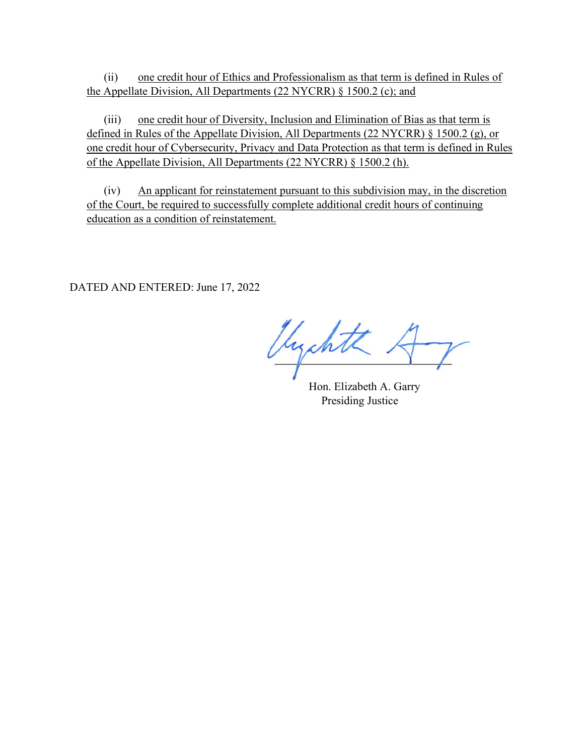(ii) one credit hour of Ethics and Professionalism as that term is defined in Rules of the Appellate Division, All Departments (22 NYCRR) § 1500.2 (c); and

(iii) one credit hour of Diversity, Inclusion and Elimination of Bias as that term is defined in Rules of the Appellate Division, All Departments (22 NYCRR) § 1500.2 (g), or one credit hour of Cybersecurity, Privacy and Data Protection as that term is defined in Rules of the Appellate Division, All Departments (22 NYCRR) § 1500.2 (h).

(iv) An applicant for reinstatement pursuant to this subdivision may, in the discretion of the Court, be required to successfully complete additional credit hours of continuing education as a condition of reinstatement.

DATED AND ENTERED: June 17, 2022

Hon. Elizabeth A. Garry
Presiding Justice